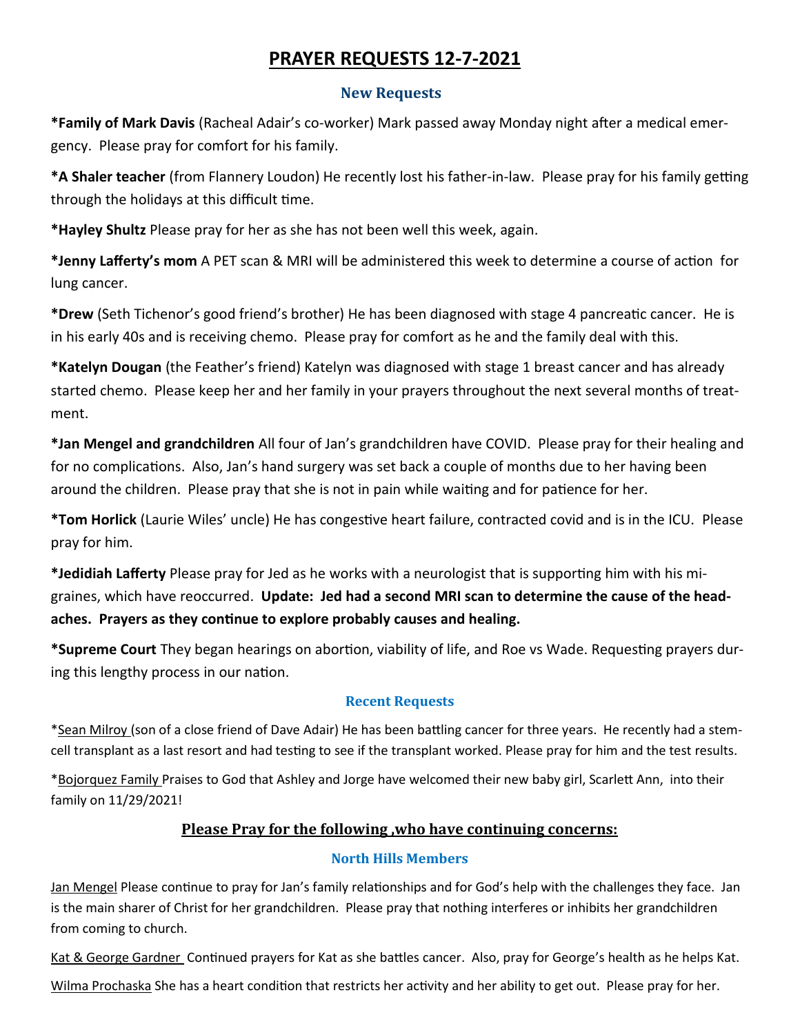# PRAYER REQUESTS 12-7-2021

### New Requests

**\*Family of Mark Davis** (Racheal Adair's co-worker) Mark passed away Monday night after a medical emergency. Please pray for comfort for his family.

**\*A Shaler teacher** (from Flannery Loudon) He recently lost his father-in-law. Please pray for his family getting through the holidays at this difficult time.

**\*Hayley Shultz** Please pray for her as she has not been well this week, again.

**\*Jenny Lafferty's mom** A PET scan & MRI will be administered this week to determine a course of action for lung cancer.

**\*Drew** (Seth Tichenor's good friend's brother) He has been diagnosed with stage 4 pancreatic cancer. He is in his early 40s and is receiving chemo. Please pray for comfort as he and the family deal with this.

**\*Katelyn Dougan** (the Feather's friend) Katelyn was diagnosed with stage 1 breast cancer and has already started chemo. Please keep her and her family in your prayers throughout the next several months of treatment.

**\*Jan Mengel and grandchildren** All four of Jan's grandchildren have COVID. Please pray for their healing and for no complications. Also, Jan's hand surgery was set back a couple of months due to her having been around the children. Please pray that she is not in pain while waiting and for patience for her.

**\*Tom Horlick** (Laurie Wiles' uncle) He has congestive heart failure, contracted covid and is in the ICU. Please pray for him.

**\*Jedidiah Lafferty** Please pray for Jed as he works with a neurologist that is supporting him with his migraines, which have reoccurred. **Update: Jed had a second MRI scan to determine the cause of the headaches. Prayers as they continue to explore probably causes and healing.**

**\*Supreme Court** They began hearings on abortion, viability of life, and Roe vs Wade. Requesting prayers during this lengthy process in our nation.

### Recent Requests

\*<u>Sean Milroy</u> (son of a close friend of Dave Adair) He has been battling cancer for three years. He recently had a stem-cell transplant as a last resort and had testing to see if the transplant worked. Please pray for him and the test results.

\*<u>Bojorquez Family</u> Praises to God that Ashley and Jorge have welcomed their new baby girl, Scarlett Ann, into their family on 11/29/2021!

## <u>Please Pray for the following ,who have continuing concerns:</u>

### North Hills Members

<u>Jan Mengel</u> Please continue to pray for Jan's family relationships and for God's help with the challenges they face. Jan is the main sharer of Christ for her grandchildren. Please pray that nothing interferes or inhibits her grandchildren from coming to church.

<u>Kat & George Gardner</u> Continued prayers for Kat as she battles cancer. Also, pray for George's health as he helps Kat.

<u>Wilma Prochaska</u> She has a heart condition that restricts her activity and her ability to get out. Please pray for her.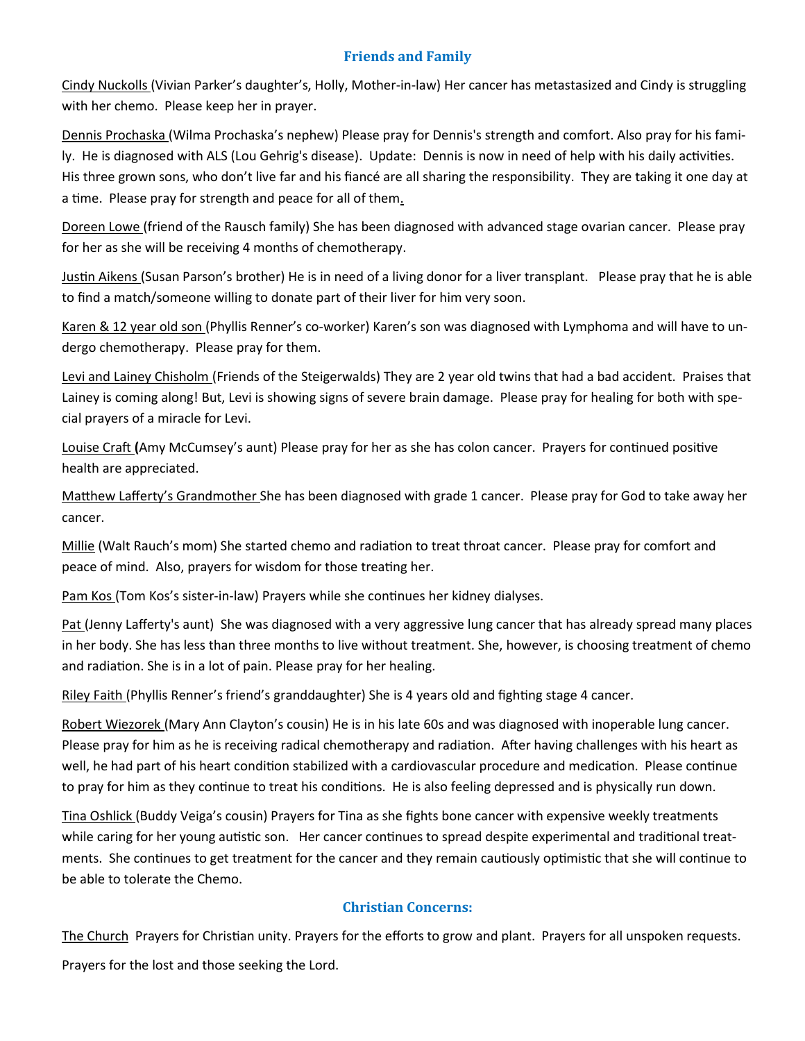## Friends and Family

Cindy Nuckolls (Vivian Parker's daughter's, Holly, Mother-in-law) Her cancer has metastasized and Cindy is struggling with her chemo. Please keep her in prayer.

Dennis Prochaska (Wilma Prochaska's nephew) Please pray for Dennis's strength and comfort. Also pray for his family. He is diagnosed with ALS (Lou Gehrig's disease). Update: Dennis is now in need of help with his daily activities. His three grown sons, who don't live far and his fiancé are all sharing the responsibility. They are taking it one day at a time. Please pray for strength and peace for all of them.

Doreen Lowe (friend of the Rausch family) She has been diagnosed with advanced stage ovarian cancer. Please pray for her as she will be receiving 4 months of chemotherapy.

Justin Aikens (Susan Parson's brother) He is in need of a living donor for a liver transplant. Please pray that he is able to find a match/someone willing to donate part of their liver for him very soon.

Karen & 12 year old son (Phyllis Renner's co-worker) Karen's son was diagnosed with Lymphoma and will have to undergo chemotherapy. Please pray for them.

Levi and Lainey Chisholm (Friends of the Steigerwalds) They are 2 year old twins that had a bad accident. Praises that Lainey is coming along! But, Levi is showing signs of severe brain damage. Please pray for healing for both with special prayers of a miracle for Levi.

Louise Craft (Amy McCumsey's aunt) Please pray for her as she has colon cancer. Prayers for continued positive health are appreciated.

Matthew Lafferty's Grandmother She has been diagnosed with grade 1 cancer. Please pray for God to take away her cancer.

Millie (Walt Rauch's mom) She started chemo and radiation to treat throat cancer. Please pray for comfort and peace of mind. Also, prayers for wisdom for those treating her.

Pam Kos (Tom Kos's sister-in-law) Prayers while she continues her kidney dialyses.

Pat (Jenny Lafferty's aunt) She was diagnosed with a very aggressive lung cancer that has already spread many places in her body. She has less than three months to live without treatment. She, however, is choosing treatment of chemo and radiation. She is in a lot of pain. Please pray for her healing.

Riley Faith (Phyllis Renner's friend's granddaughter) She is 4 years old and fighting stage 4 cancer.

Robert Wiezorek (Mary Ann Clayton's cousin) He is in his late 60s and was diagnosed with inoperable lung cancer. Please pray for him as he is receiving radical chemotherapy and radiation. After having challenges with his heart as well, he had part of his heart condition stabilized with a cardiovascular procedure and medication. Please continue to pray for him as they continue to treat his conditions. He is also feeling depressed and is physically run down.

Tina Oshlick (Buddy Veiga's cousin) Prayers for Tina as she fights bone cancer with expensive weekly treatments while caring for her young autistic son. Her cancer continues to spread despite experimental and traditional treatments. She continues to get treatment for the cancer and they remain cautiously optimistic that she will continue to be able to tolerate the Chemo.

## Christian Concerns:

The Church Prayers for Christian unity. Prayers for the efforts to grow and plant. Prayers for all unspoken requests.

Prayers for the lost and those seeking the Lord.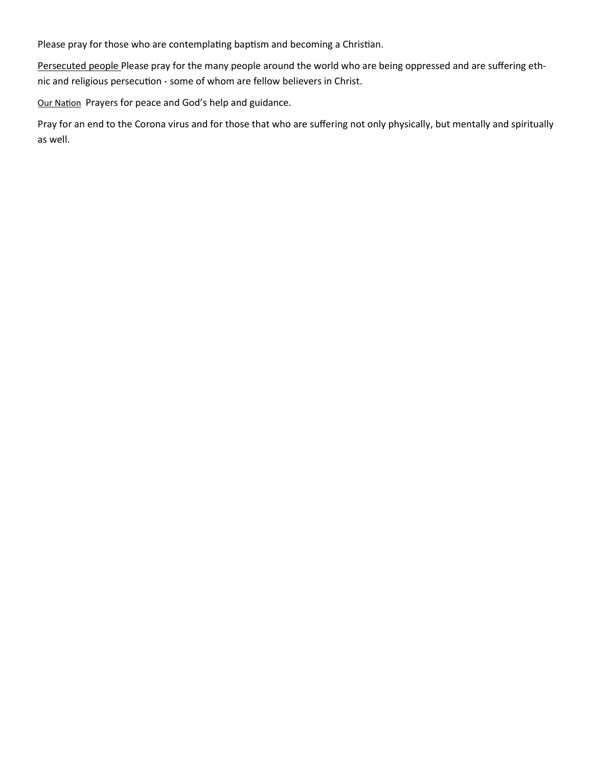Please pray for those who are contemplating baptism and becoming a Christian.

<u>Persecuted people</u> Please pray for the many people around the world who are being oppressed and are suffering ethnic and religious persecution - some of whom are fellow believers in Christ.

<u>Our Nation</u> Prayers for peace and God's help and guidance.

Pray for an end to the Corona virus and for those that who are suffering not only physically, but mentally and spiritually as well.